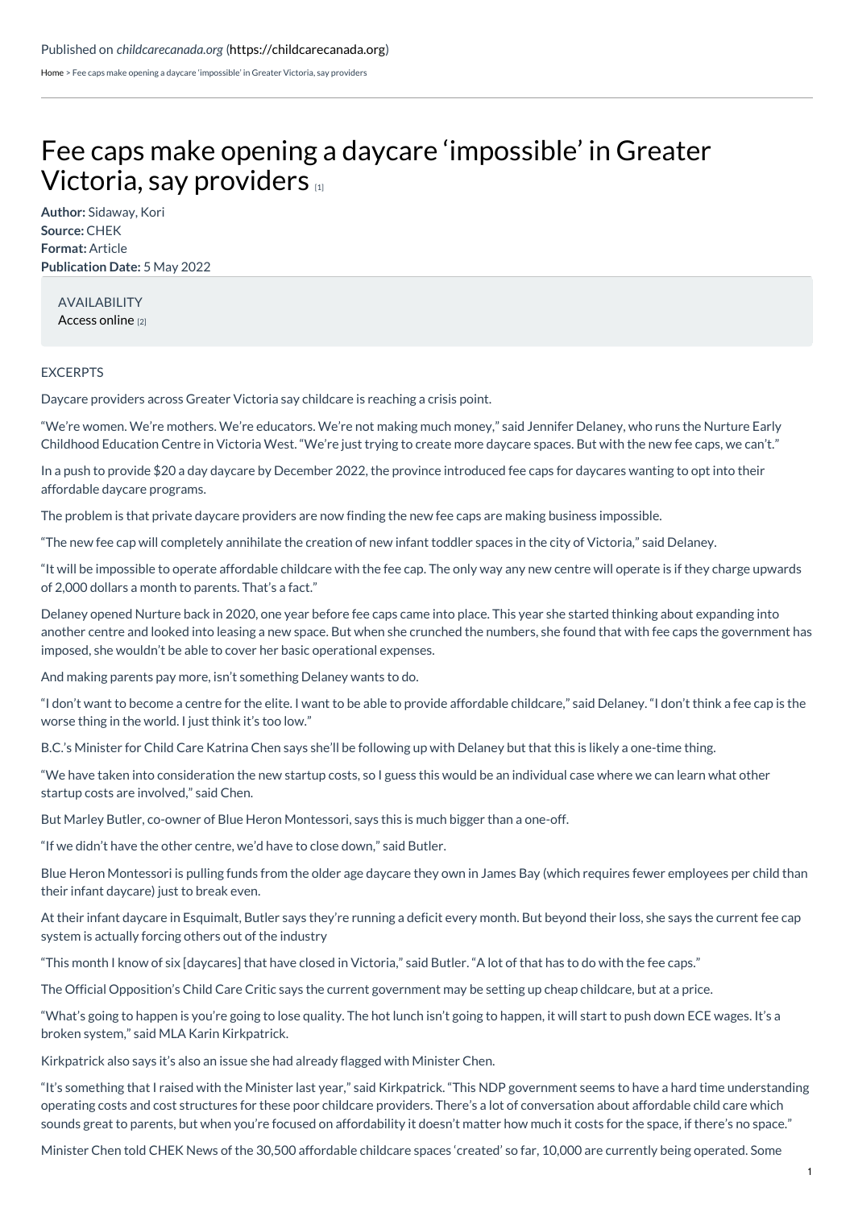Published on *childcarecanada.org* (https://childcarecanada.org)

Home > Fee caps make opening a daycare 'impossible' in Greater Victoria, say providers

# Fee caps make opening a daycare 'impossible' in Greater Victoria, say providers [1]

**Author:** Sidaway, Kori
**Source:** CHEK
**Format:** Article
**Publication Date:** 5 May 2022

AVAILABILITY
Access online [2]

EXCERPTS

Daycare providers across Greater Victoria say childcare is reaching a crisis point.

"We're women. We're mothers. We're educators. We're not making much money," said Jennifer Delaney, who runs the Nurture Early Childhood Education Centre in Victoria West. "We're just trying to create more daycare spaces. But with the new fee caps, we can't."

In a push to provide $20 a day daycare by December 2022, the province introduced fee caps for daycares wanting to opt into their affordable daycare programs.

The problem is that private daycare providers are now finding the new fee caps are making business impossible.

"The new fee cap will completely annihilate the creation of new infant toddler spaces in the city of Victoria," said Delaney.

"It will be impossible to operate affordable childcare with the fee cap. The only way any new centre will operate is if they charge upwards of 2,000 dollars a month to parents. That's a fact."

Delaney opened Nurture back in 2020, one year before fee caps came into place. This year she started thinking about expanding into another centre and looked into leasing a new space. But when she crunched the numbers, she found that with fee caps the government has imposed, she wouldn't be able to cover her basic operational expenses.

And making parents pay more, isn't something Delaney wants to do.

"I don't want to become a centre for the elite. I want to be able to provide affordable childcare," said Delaney. "I don't think a fee cap is the worse thing in the world. I just think it's too low."

B.C.'s Minister for Child Care Katrina Chen says she'll be following up with Delaney but that this is likely a one-time thing.

"We have taken into consideration the new startup costs, so I guess this would be an individual case where we can learn what other startup costs are involved," said Chen.

But Marley Butler, co-owner of Blue Heron Montessori, says this is much bigger than a one-off.

"If we didn't have the other centre, we'd have to close down," said Butler.

Blue Heron Montessori is pulling funds from the older age daycare they own in James Bay (which requires fewer employees per child than their infant daycare) just to break even.

At their infant daycare in Esquimalt, Butler says they're running a deficit every month. But beyond their loss, she says the current fee cap system is actually forcing others out of the industry

"This month I know of six [daycares] that have closed in Victoria," said Butler. "A lot of that has to do with the fee caps."

The Official Opposition's Child Care Critic says the current government may be setting up cheap childcare, but at a price.

"What's going to happen is you're going to lose quality. The hot lunch isn't going to happen, it will start to push down ECE wages. It's a broken system," said MLA Karin Kirkpatrick.

Kirkpatrick also says it's also an issue she had already flagged with Minister Chen.

"It's something that I raised with the Minister last year," said Kirkpatrick. "This NDP government seems to have a hard time understanding operating costs and cost structures for these poor childcare providers. There's a lot of conversation about affordable child care which sounds great to parents, but when you're focused on affordability it doesn't matter how much it costs for the space, if there's no space."

Minister Chen told CHEK News of the 30,500 affordable childcare spaces 'created' so far, 10,000 are currently being operated. Some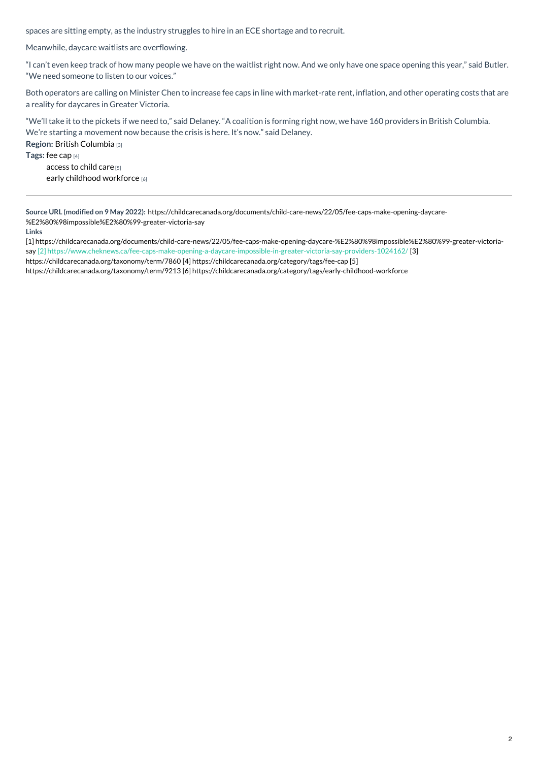spaces are sitting empty, as the industry struggles to hire in an ECE shortage and to recruit.

Meanwhile, daycare waitlists are overflowing.

"I can't even keep track of how many people we have on the waitlist right now. And we only have one space opening this year," said Butler. "We need someone to listen to our voices."

Both operators are calling on Minister Chen to increase fee caps in line with market-rate rent, inflation, and other operating costs that are a reality for daycares in Greater Victoria.

"We'll take it to the pickets if we need to," said Delaney. "A coalition is forming right now, we have 160 providers in British Columbia. We're starting a movement now because the crisis is here. It's now." said Delaney.

**Region:** British Columbia [3]

**Tags:** fee cap [4]

access to child care [5]

early childhood workforce [6]

---

**Source URL (modified on 9 May 2022):** https://childcarecanada.org/documents/child-care-news/22/05/fee-caps-make-opening-daycare-%E2%80%98impossible%E2%80%99-greater-victoria-say

**Links**

[1] https://childcarecanada.org/documents/child-care-news/22/05/fee-caps-make-opening-daycare-%E2%80%98impossible%E2%80%99-greater-victoria-say [2] https://www.cheknews.ca/fee-caps-make-opening-a-daycare-impossible-in-greater-victoria-say-providers-1024162/ [3] https://childcarecanada.org/taxonomy/term/7860 [4] https://childcarecanada.org/category/tags/fee-cap [5] https://childcarecanada.org/taxonomy/term/9213 [6] https://childcarecanada.org/category/tags/early-childhood-workforce